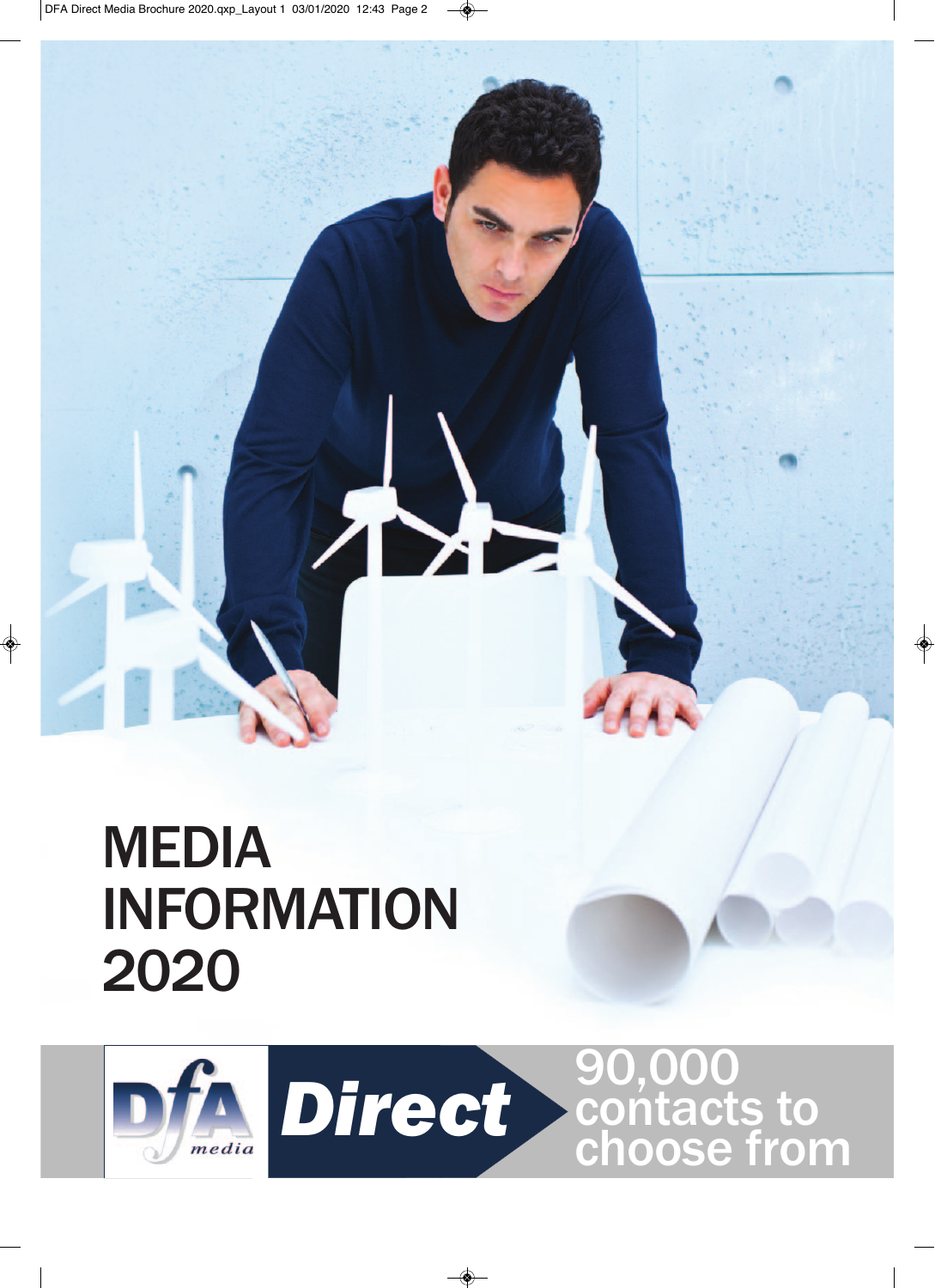# MEDIA INFORMATION 2020

DfA media

**Direct**

90,000 contacts to choose from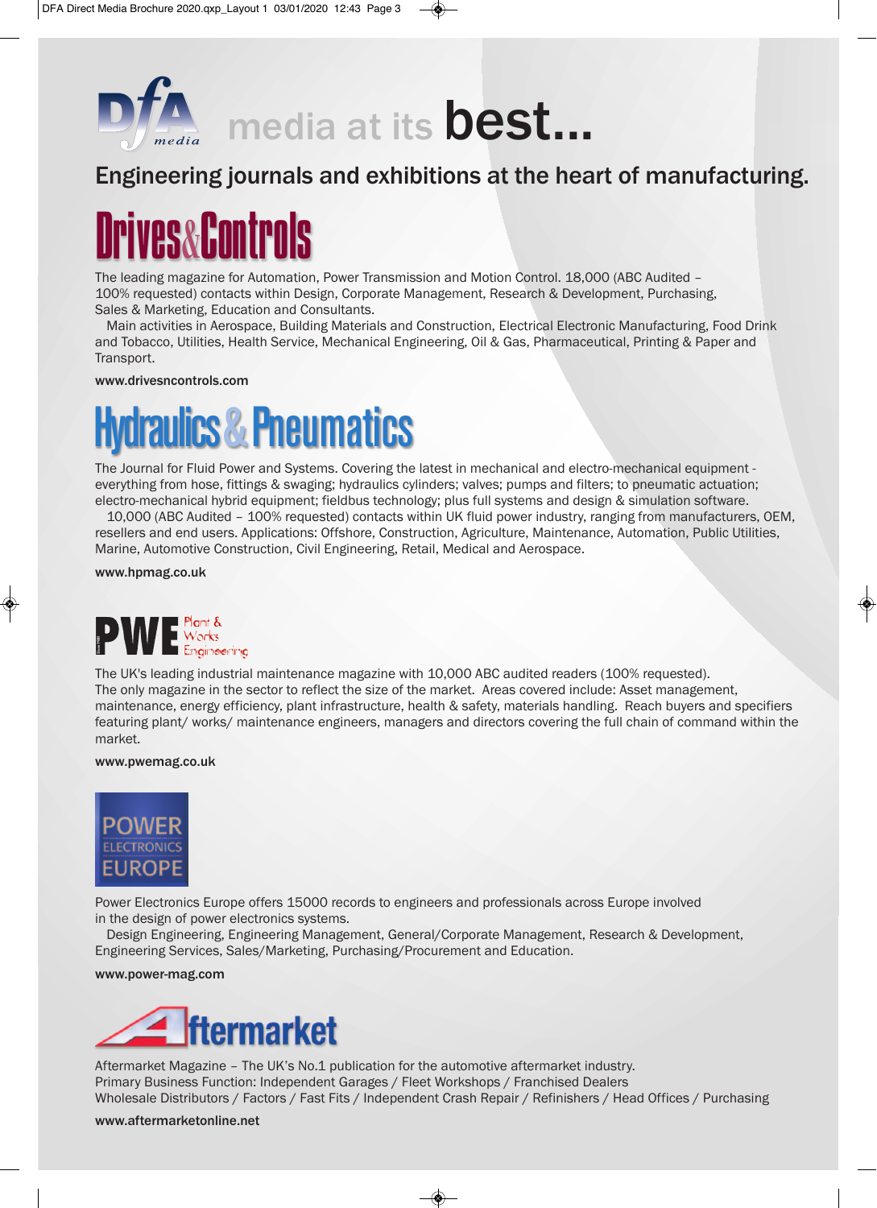# DFA media — media at its best...

## Engineering journals and exhibitions at the heart of manufacturing.

## Drives&Controls

The leading magazine for Automation, Power Transmission and Motion Control. 18,000 (ABC Audited – 100% requested) contacts within Design, Corporate Management, Research & Development, Purchasing, Sales & Marketing, Education and Consultants.

Main activities in Aerospace, Building Materials and Construction, Electrical Electronic Manufacturing, Food Drink and Tobacco, Utilities, Health Service, Mechanical Engineering, Oil & Gas, Pharmaceutical, Printing & Paper and Transport.

**www.drivesncontrols.com**

## Hydraulics & Pneumatics

The Journal for Fluid Power and Systems. Covering the latest in mechanical and electro-mechanical equipment - everything from hose, fittings & swaging; hydraulics cylinders; valves; pumps and filters; to pneumatic actuation; electro-mechanical hybrid equipment; fieldbus technology; plus full systems and design & simulation software.

10,000 (ABC Audited – 100% requested) contacts within UK fluid power industry, ranging from manufacturers, OEM, resellers and end users. Applications: Offshore, Construction, Agriculture, Maintenance, Automation, Public Utilities, Marine, Automotive Construction, Civil Engineering, Retail, Medical and Aerospace.

**www.hpmag.co.uk**

## PWE Plant & Works Engineering

The UK's leading industrial maintenance magazine with 10,000 ABC audited readers (100% requested). The only magazine in the sector to reflect the size of the market. Areas covered include: Asset management, maintenance, energy efficiency, plant infrastructure, health & safety, materials handling. Reach buyers and specifiers featuring plant/ works/ maintenance engineers, managers and directors covering the full chain of command within the market.

**www.pwemag.co.uk**

## POWER ELECTRONICS EUROPE

Power Electronics Europe offers 15000 records to engineers and professionals across Europe involved in the design of power electronics systems.

Design Engineering, Engineering Management, General/Corporate Management, Research & Development, Engineering Services, Sales/Marketing, Purchasing/Procurement and Education.

**www.power-mag.com**

## Aftermarket

Aftermarket Magazine – The UK's No.1 publication for the automotive aftermarket industry.
Primary Business Function: Independent Garages / Fleet Workshops / Franchised Dealers
Wholesale Distributors / Factors / Fast Fits / Independent Crash Repair / Refinishers / Head Offices / Purchasing

**www.aftermarketonline.net**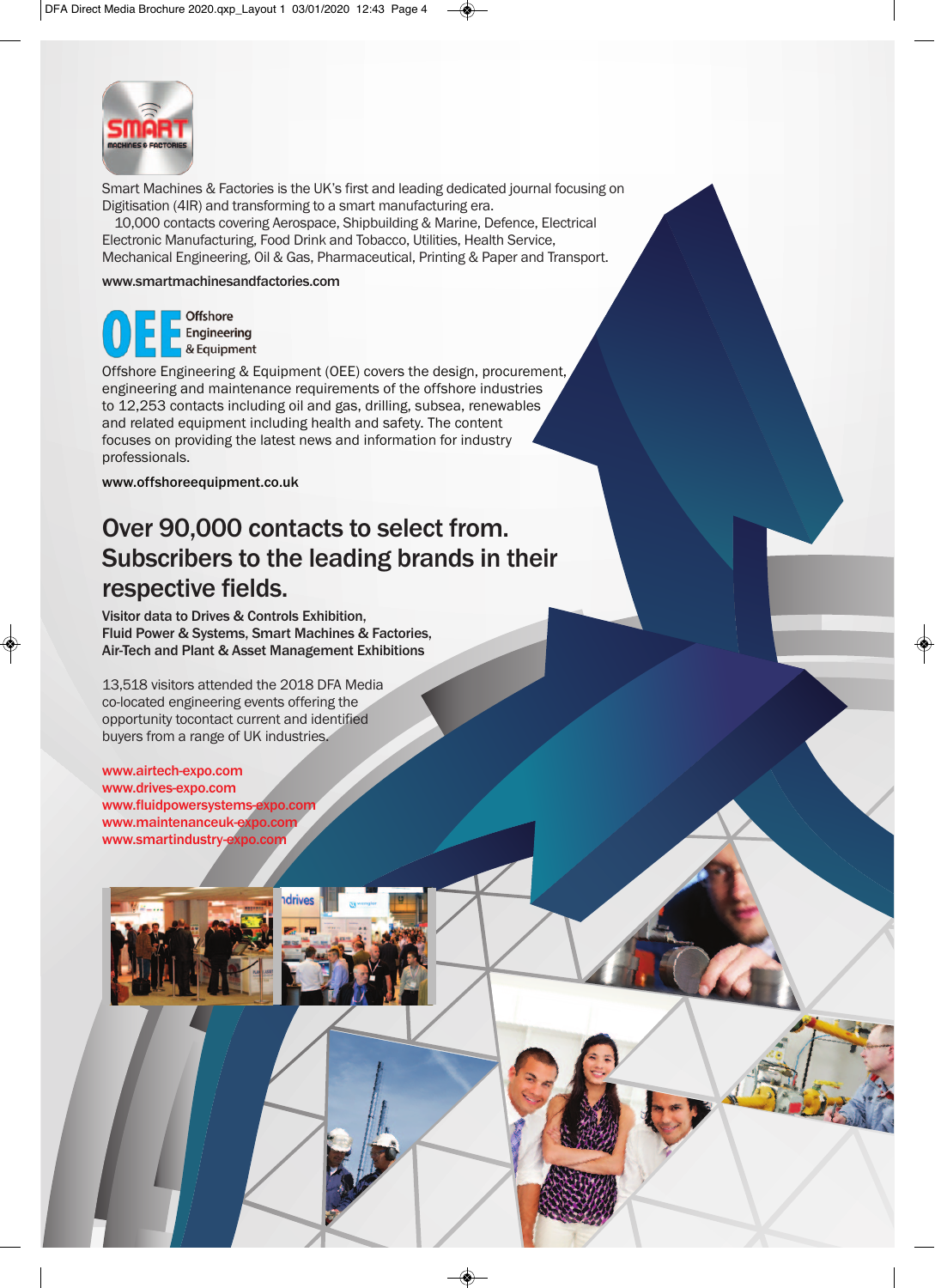SMART MACHINES & FACTORIES

Smart Machines & Factories is the UK's first and leading dedicated journal focusing on Digitisation (4IR) and transforming to a smart manufacturing era.

10,000 contacts covering Aerospace, Shipbuilding & Marine, Defence, Electrical Electronic Manufacturing, Food Drink and Tobacco, Utilities, Health Service, Mechanical Engineering, Oil & Gas, Pharmaceutical, Printing & Paper and Transport.

**www.smartmachinesandfactories.com**

OEE Offshore Engineering & Equipment

Offshore Engineering & Equipment (OEE) covers the design, procurement, engineering and maintenance requirements of the offshore industries to 12,253 contacts including oil and gas, drilling, subsea, renewables and related equipment including health and safety. The content focuses on providing the latest news and information for industry professionals.

**www.offshoreequipment.co.uk**

## Over 90,000 contacts to select from. Subscribers to the leading brands in their respective fields.

**Visitor data to Drives & Controls Exhibition, Fluid Power & Systems, Smart Machines & Factories, Air-Tech and Plant & Asset Management Exhibitions**

13,518 visitors attended the 2018 DFA Media co-located engineering events offering the opportunity tocontact current and identified buyers from a range of UK industries.

www.airtech-expo.com
www.drives-expo.com
www.fluidpowersystems-expo.com
www.maintenanceuk-expo.com
www.smartindustry-expo.com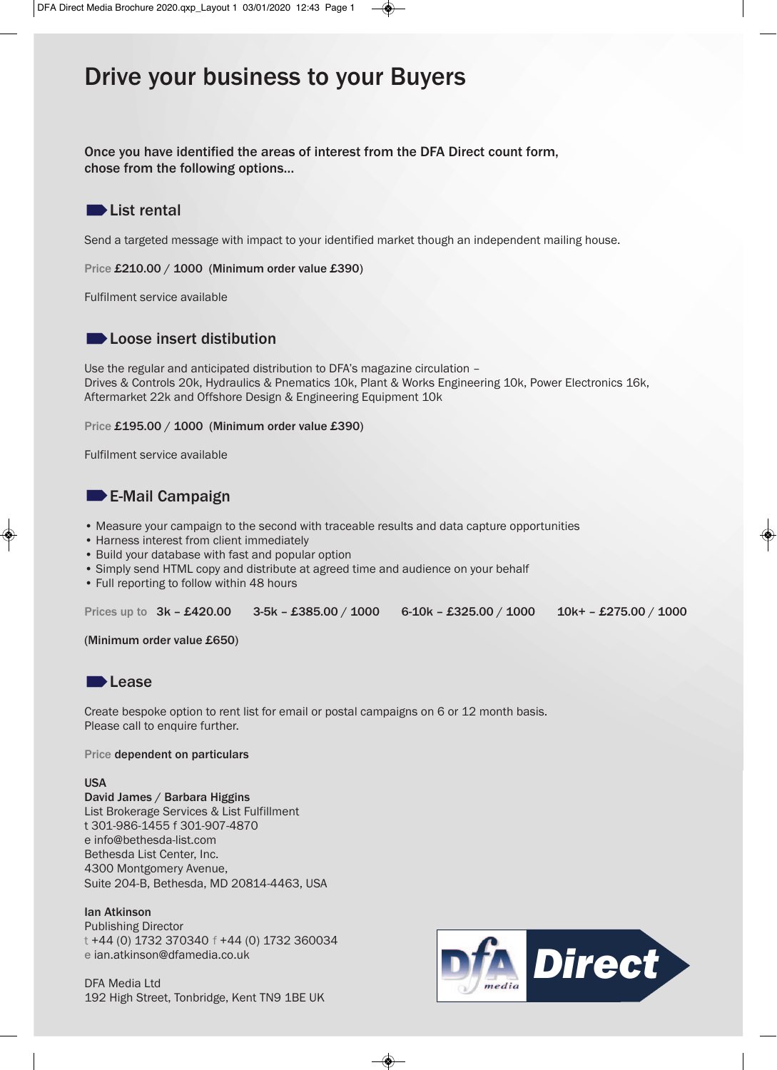# Drive your business to your Buyers

**Once you have identified the areas of interest from the DFA Direct count form, chose from the following options...**

## List rental

Send a targeted message with impact to your identified market though an independent mailing house.

Price **£210.00 / 1000 (Minimum order value £390)**

Fulfilment service available

## Loose insert distibution

Use the regular and anticipated distribution to DFA's magazine circulation – Drives & Controls 20k, Hydraulics & Pnematics 10k, Plant & Works Engineering 10k, Power Electronics 16k, Aftermarket 22k and Offshore Design & Engineering Equipment 10k

Price **£195.00 / 1000 (Minimum order value £390)**

Fulfilment service available

## E-Mail Campaign

- Measure your campaign to the second with traceable results and data capture opportunities
- Harness interest from client immediately
- Build your database with fast and popular option
- Simply send HTML copy and distribute at agreed time and audience on your behalf
- Full reporting to follow within 48 hours

Prices up to **3k – £420.00** **3-5k – £385.00 / 1000** **6-10k – £325.00 / 1000** **10k+ – £275.00 / 1000**

**(Minimum order value £650)**

## Lease

Create bespoke option to rent list for email or postal campaigns on 6 or 12 month basis.
Please call to enquire further.

Price **dependent on particulars**

**USA**
**David James / Barbara Higgins**
List Brokerage Services & List Fulfillment
t 301-986-1455 f 301-907-4870
e info@bethesda-list.com
Bethesda List Center, Inc.
4300 Montgomery Avenue,
Suite 204-B, Bethesda, MD 20814-4463, USA

**Ian Atkinson**
Publishing Director
t +44 (0) 1732 370340 f +44 (0) 1732 360034
e ian.atkinson@dfamedia.co.uk

DFA Media Ltd
192 High Street, Tonbridge, Kent TN9 1BE UK

DfA media Direct